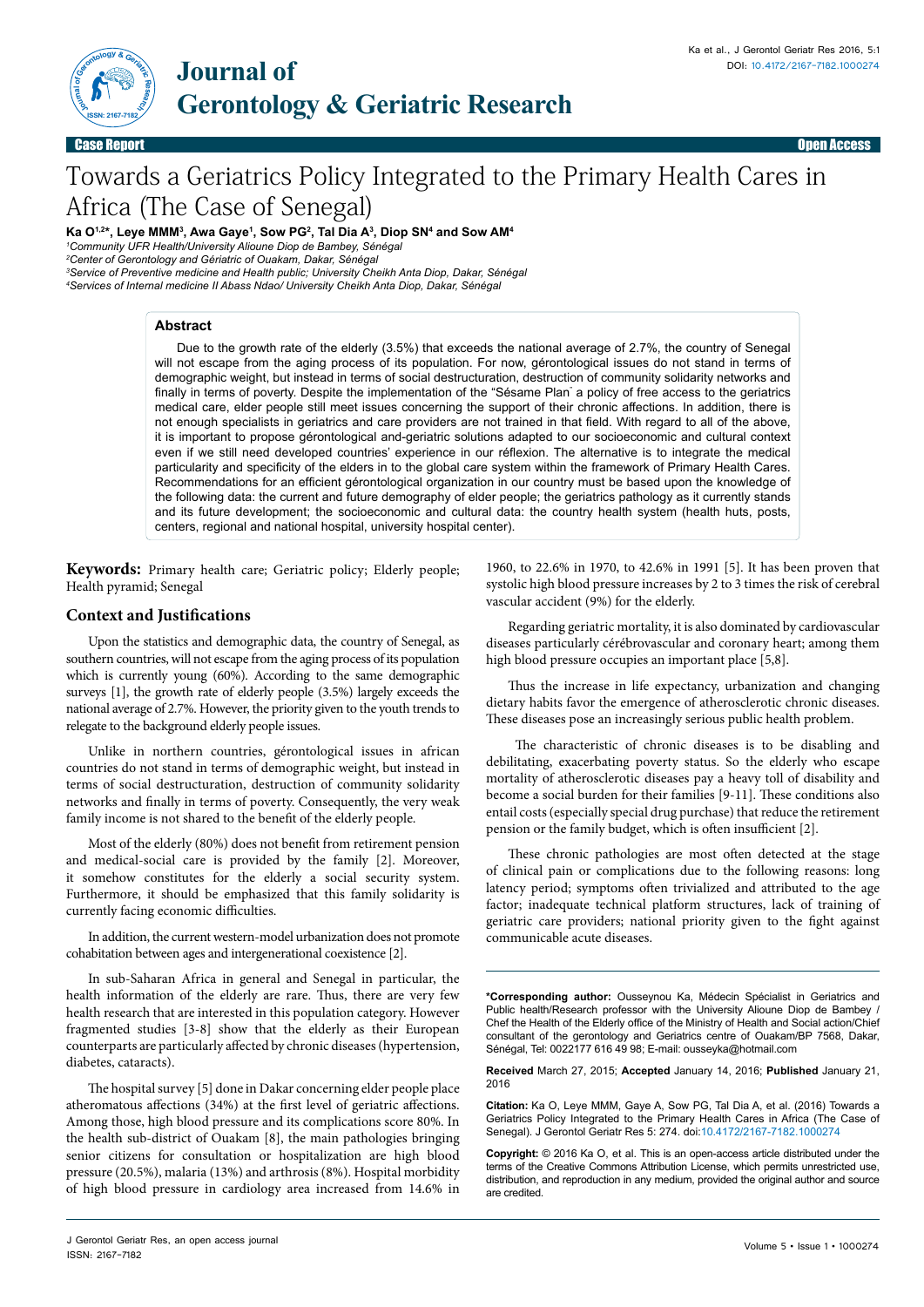# Journal of Gerontology & Geriatric Research

Case Report | Open Access

# Towards a Geriatrics Policy Integrated to the Primary Health Cares in Africa (The Case of Senegal)

**Ka O[1,2]*, Leye MMM[3], Awa Gaye[1], Sow PG[2], Tal Dia A[3], Diop SN[4] and Sow AM[4]**

[1]*Community UFR Health/University Alioune Diop de Bambey, Sénégal*
[2]*Center of Gerontology and Gériatric of Ouakam, Dakar, Sénégal*
[3]*Service of Preventive medicine and Health public; University Cheikh Anta Diop, Dakar, Sénégal*
[4]*Services of Internal medicine II Abass Ndao/ University Cheikh Anta Diop, Dakar, Sénégal*

## Abstract

Due to the growth rate of the elderly (3.5%) that exceeds the national average of 2.7%, the country of Senegal will not escape from the aging process of its population. For now, gérontological issues do not stand in terms of demographic weight, but instead in terms of social destructuration, destruction of community solidarity networks and finally in terms of poverty. Despite the implementation of the "Sésame Plan" a policy of free access to the geriatrics medical care, elder people still meet issues concerning the support of their chronic affections. In addition, there is not enough specialists in geriatrics and care providers are not trained in that field. With regard to all of the above, it is important to propose gérontological and-geriatric solutions adapted to our socioeconomic and cultural context even if we still need developed countries' experience in our réflexion. The alternative is to integrate the medical particularity and specificity of the elders in to the global care system within the framework of Primary Health Cares. Recommendations for an efficient gérontological organization in our country must be based upon the knowledge of the following data: the current and future demography of elder people; the geriatrics pathology as it currently stands and its future development; the socioeconomic and cultural data: the country health system (health huts, posts, centers, regional and national hospital, university hospital center).

**Keywords:** Primary health care; Geriatric policy; Elderly people; Health pyramid; Senegal

## Context and Justifications

Upon the statistics and demographic data, the country of Senegal, as southern countries, will not escape from the aging process of its population which is currently young (60%). According to the same demographic surveys [1], the growth rate of elderly people (3.5%) largely exceeds the national average of 2.7%. However, the priority given to the youth trends to relegate to the background elderly people issues.

Unlike in northern countries, gérontological issues in african countries do not stand in terms of demographic weight, but instead in terms of social destructuration, destruction of community solidarity networks and finally in terms of poverty. Consequently, the very weak family income is not shared to the benefit of the elderly people.

Most of the elderly (80%) does not benefit from retirement pension and medical-social care is provided by the family [2]. Moreover, it somehow constitutes for the elderly a social security system. Furthermore, it should be emphasized that this family solidarity is currently facing economic difficulties.

In addition, the current western-model urbanization does not promote cohabitation between ages and intergenerational coexistence [2].

In sub-Saharan Africa in general and Senegal in particular, the health information of the elderly are rare. Thus, there are very few health research that are interested in this population category. However fragmented studies [3-8] show that the elderly as their European counterparts are particularly affected by chronic diseases (hypertension, diabetes, cataracts).

The hospital survey [5] done in Dakar concerning elder people place atheromatous affections (34%) at the first level of geriatric affections. Among those, high blood pressure and its complications score 80%. In the health sub-district of Ouakam [8], the main pathologies bringing senior citizens for consultation or hospitalization are high blood pressure (20.5%), malaria (13%) or arthrosis (8%). Hospital morbidity of high blood pressure in cardiology area increased from 14.6% in 1960, to 22.6% in 1970, to 42.6% in 1991 [5]. It has been proven that systolic high blood pressure increases by 2 to 3 times the risk of cerebral vascular accident (9%) for the elderly.

Regarding geriatric mortality, it is also dominated by cardiovascular diseases particularly cérébrovascular and coronary heart; among them high blood pressure occupies an important place [5,8].

Thus the increase in life expectancy, urbanization and changing dietary habits favor the emergence of atherosclerotic chronic diseases. These diseases pose an increasingly serious public health problem.

The characteristic of chronic diseases is to be disabling and debilitating, exacerbating poverty status. So the elderly who escape mortality of atherosclerotic diseases pay a heavy toll of disability and become a social burden for their families [9-11]. These conditions also entail costs (especially special drug purchase) that reduce the retirement pension or the family budget, which is often insufficient [2].

These chronic pathologies are most often detected at the stage of clinical pain or complications due to the following reasons: long latency period; symptoms often trivialized and attributed to the age factor; inadequate technical platform structures, lack of training of geriatric care providers; national priority given to the fight against communicable acute diseases.

---

**\*Corresponding author:** Ousseynou Ka, Médecin Spécialist in Geriatrics and Public health/Research professor with the University Alioune Diop de Bambey / Chef the Health of the Elderly office of the Ministry of Health and Social action/Chief consultant of the gerontology and Geriatrics centre of Ouakam/BP 7568, Dakar, Sénégal, Tel: 0022177 616 49 98; E-mail: ousseyka@hotmail.com

**Received** March 27, 2015; **Accepted** January 14, 2016; **Published** January 21, 2016

**Citation:** Ka O, Leye MMM, Gaye A, Sow PG, Tal Dia A, et al. (2016) Towards a Geriatrics Policy Integrated to the Primary Health Cares in Africa (The Case of Senegal). J Gerontol Geriatr Res 5: 274. doi:10.4172/2167-7182.1000274

**Copyright:** © 2016 Ka O, et al. This is an open-access article distributed under the terms of the Creative Commons Attribution License, which permits unrestricted use, distribution, and reproduction in any medium, provided the original author and source are credited.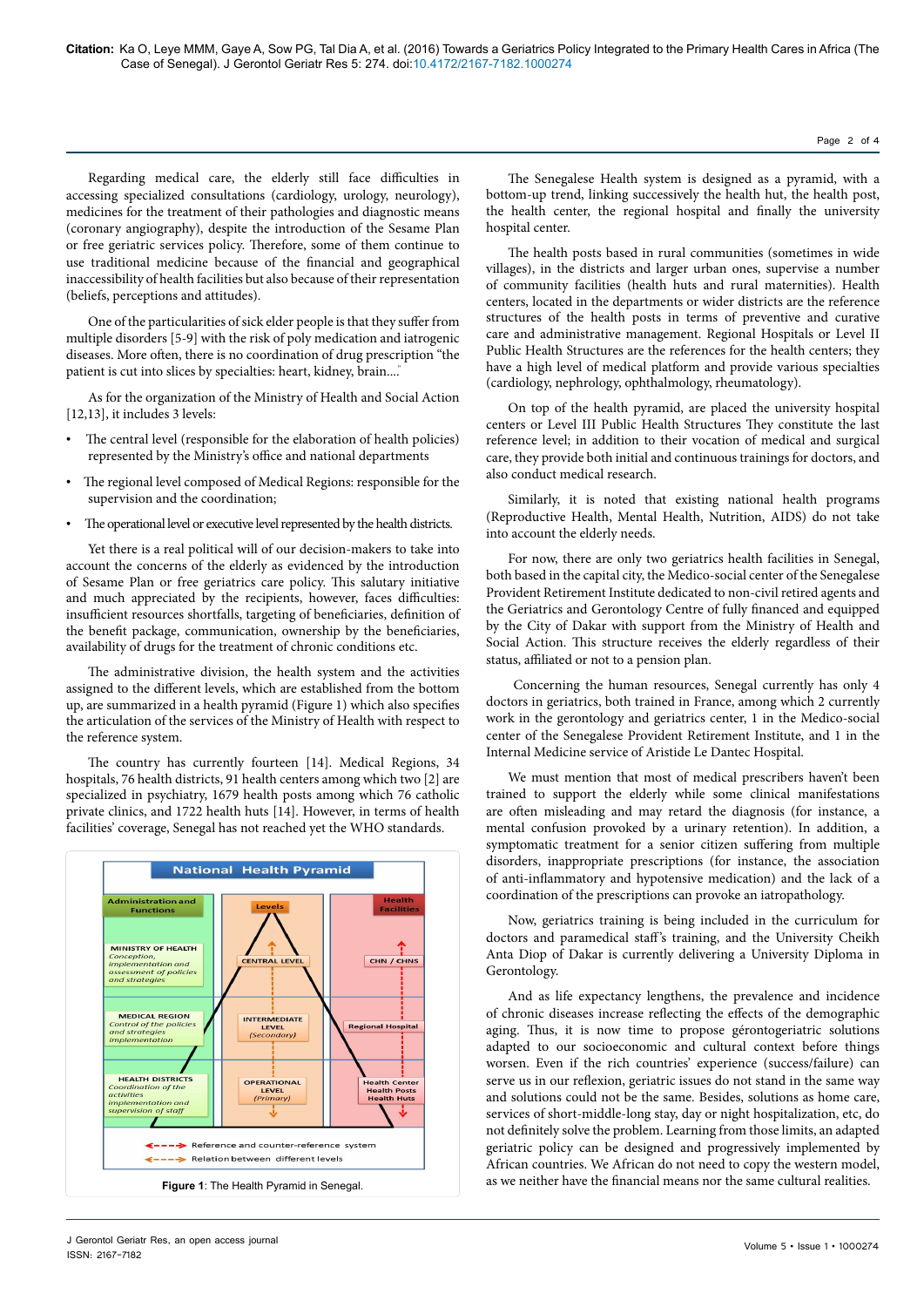Regarding medical care, the elderly still face difficulties in accessing specialized consultations (cardiology, urology, neurology), medicines for the treatment of their pathologies and diagnostic means (coronary angiography), despite the introduction of the Sesame Plan or free geriatric services policy. Therefore, some of them continue to use traditional medicine because of the financial and geographical inaccessibility of health facilities but also because of their representation (beliefs, perceptions and attitudes).

One of the particularities of sick elder people is that they suffer from multiple disorders [5-9] with the risk of poly medication and iatrogenic diseases. More often, there is no coordination of drug prescription "the patient is cut into slices by specialties: heart, kidney, brain...."

As for the organization of the Ministry of Health and Social Action [12,13], it includes 3 levels:

- The central level (responsible for the elaboration of health policies) represented by the Ministry's office and national departments
- The regional level composed of Medical Regions: responsible for the supervision and the coordination;
- The operational level or executive level represented by the health districts.

Yet there is a real political will of our decision-makers to take into account the concerns of the elderly as evidenced by the introduction of Sesame Plan or free geriatrics care policy. This salutary initiative and much appreciated by the recipients, however, faces difficulties: insufficient resources shortfalls, targeting of beneficiaries, definition of the benefit package, communication, ownership by the beneficiaries, availability of drugs for the treatment of chronic conditions etc.

The administrative division, the health system and the activities assigned to the different levels, which are established from the bottom up, are summarized in a health pyramid (Figure 1) which also specifies the articulation of the services of the Ministry of Health with respect to the reference system.

The country has currently fourteen [14]. Medical Regions, 34 hospitals, 76 health districts, 91 health centers among which two [2] are specialized in psychiatry, 1679 health posts among which 76 catholic private clinics, and 1722 health huts [14]. However, in terms of health facilities' coverage, Senegal has not reached yet the WHO standards.

National Health Pyramid

Administration and Functions

MINISTRY OF HEALTH
Conception, implementation and assessment of policies and strategies

MEDICAL REGION
Control of the policies and strategies implementation

HEALTH DISTRICTS
Coordination of the activities implementation and supervision of staff

Levels

CENTRAL LEVEL

INTERMEDIATE LEVEL (Secondary)

OPERATIONAL LEVEL (Primary)

Health Facilities

CHN / CHNS

Regional Hospital

Health Center
Health Posts
Health Huts

Reference and counter-reference system

Relation between different levels

**Figure 1**: The Health Pyramid in Senegal.

The Senegalese Health system is designed as a pyramid, with a bottom-up trend, linking successively the health hut, the health post, the health center, the regional hospital and finally the university hospital center.

The health posts based in rural communities (sometimes in wide villages), in the districts and larger urban ones, supervise a number of community facilities (health huts and rural maternities). Health centers, located in the departments or wider districts are the reference structures of the health posts in terms of preventive and curative care and administrative management. Regional Hospitals or Level II Public Health Structures are the references for the health centers; they have a high level of medical platform and provide various specialties (cardiology, nephrology, ophthalmology, rheumatology).

On top of the health pyramid, are placed the university hospital centers or Level III Public Health Structures They constitute the last reference level; in addition to their vocation of medical and surgical care, they provide both initial and continuous trainings for doctors, and also conduct medical research.

Similarly, it is noted that existing national health programs (Reproductive Health, Mental Health, Nutrition, AIDS) do not take into account the elderly needs.

For now, there are only two geriatrics health facilities in Senegal, both based in the capital city, the Medico-social center of the Senegalese Provident Retirement Institute dedicated to non-civil retired agents and the Geriatrics and Gerontology Centre of fully financed and equipped by the City of Dakar with support from the Ministry of Health and Social Action. This structure receives the elderly regardless of their status, affiliated or not to a pension plan.

Concerning the human resources, Senegal currently has only 4 doctors in geriatrics, both trained in France, among which 2 currently work in the gerontology and geriatrics center, 1 in the Medico-social center of the Senegalese Provident Retirement Institute, and 1 in the Internal Medicine service of Aristide Le Dantec Hospital.

We must mention that most of medical prescribers haven't been trained to support the elderly while some clinical manifestations are often misleading and may retard the diagnosis (for instance, a mental confusion provoked by a urinary retention). In addition, a symptomatic treatment for a senior citizen suffering from multiple disorders, inappropriate prescriptions (for instance, the association of anti-inflammatory and hypotensive medication) and the lack of a coordination of the prescriptions can provoke an iatropathology.

Now, geriatrics training is being included in the curriculum for doctors and paramedical staff's training, and the University Cheikh Anta Diop of Dakar is currently delivering a University Diploma in Gerontology.

And as life expectancy lengthens, the prevalence and incidence of chronic diseases increase reflecting the effects of the demographic aging. Thus, it is now time to propose gérontogeriatric solutions adapted to our socioeconomic and cultural context before things worsen. Even if the rich countries' experience (success/failure) can serve us in our reflexion, geriatric issues do not stand in the same way and solutions could not be the same. Besides, solutions as home care, services of short-middle-long stay, day or night hospitalization, etc, do not definitely solve the problem. Learning from those limits, an adapted geriatric policy can be designed and progressively implemented by African countries. We African do not need to copy the western model, as we neither have the financial means nor the same cultural realities.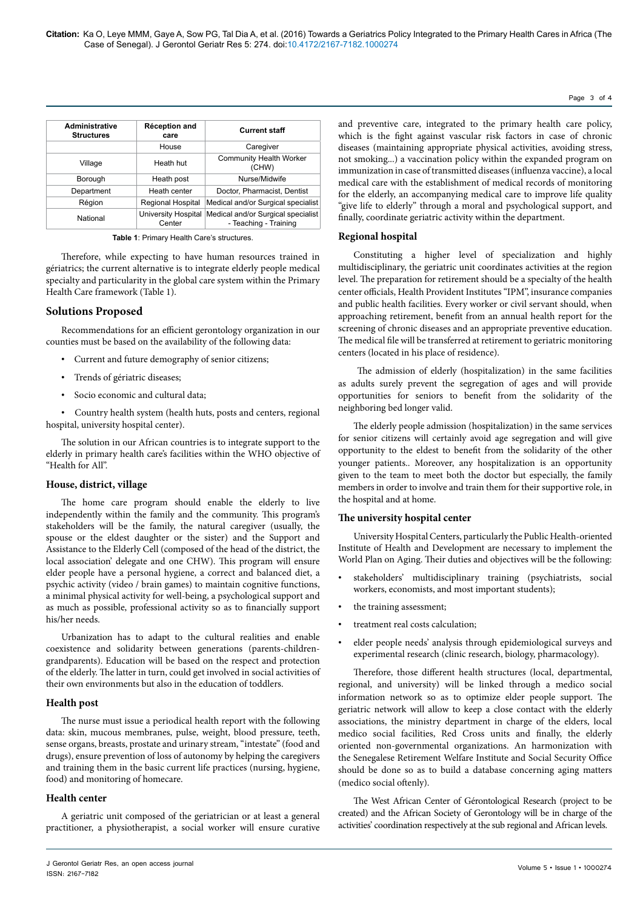| Administrative Structures | Réception and care | Current staff |
|---|---|---|
| | House | Caregiver |
| Village | Heath hut | Community Health Worker (CHW) |
| Borough | Heath post | Nurse/Midwife |
| Department | Heath center | Doctor, Pharmacist, Dentist |
| Région | Regional Hospital | Medical and/or Surgical specialist |
| National | University Hospital Center | Medical and/or Surgical specialist - Teaching - Training |

**Table 1**: Primary Health Care's structures.

Therefore, while expecting to have human resources trained in gériatrics; the current alternative is to integrate elderly people medical specialty and particularity in the global care system within the Primary Health Care framework (Table 1).

## Solutions Proposed

Recommendations for an efficient gerontology organization in our counties must be based on the availability of the following data:

- Current and future demography of senior citizens;
- Trends of gériatric diseases;
- Socio economic and cultural data;
- Country health system (health huts, posts and centers, regional hospital, university hospital center).

The solution in our African countries is to integrate support to the elderly in primary health care's facilities within the WHO objective of "Health for All".

### House, district, village

The home care program should enable the elderly to live independently within the family and the community. This program's stakeholders will be the family, the natural caregiver (usually, the spouse or the eldest daughter or the sister) and the Support and Assistance to the Elderly Cell (composed of the head of the district, the local association' delegate and one CHW). This program will ensure elder people have a personal hygiene, a correct and balanced diet, a psychic activity (video / brain games) to maintain cognitive functions, a minimal physical activity for well-being, a psychological support and as much as possible, professional activity so as to financially support his/her needs.

Urbanization has to adapt to the cultural realities and enable coexistence and solidarity between generations (parents-children-grandparents). Education will be based on the respect and protection of the elderly. The latter in turn, could get involved in social activities of their own environments but also in the education of toddlers.

### Health post

The nurse must issue a periodical health report with the following data: skin, mucous membranes, pulse, weight, blood pressure, teeth, sense organs, breasts, prostate and urinary stream, "intestate" (food and drugs), ensure prevention of loss of autonomy by helping the caregivers and training them in the basic current life practices (nursing, hygiene, food) and monitoring of homecare.

### Health center

A geriatric unit composed of the geriatrician or at least a general practitioner, a physiotherapist, a social worker will ensure curative and preventive care, integrated to the primary health care policy, which is the fight against vascular risk factors in case of chronic diseases (maintaining appropriate physical activities, avoiding stress, not smoking...) a vaccination policy within the expanded program on immunization in case of transmitted diseases (influenza vaccine), a local medical care with the establishment of medical records of monitoring for the elderly, an accompanying medical care to improve life quality "give life to elderly" through a moral and psychological support, and finally, coordinate geriatric activity within the department.

### Regional hospital

Constituting a higher level of specialization and highly multidisciplinary, the geriatric unit coordinates activities at the region level. The preparation for retirement should be a specialty of the health center officials, Health Provident Institutes "IPM", insurance companies and public health facilities. Every worker or civil servant should, when approaching retirement, benefit from an annual health report for the screening of chronic diseases and an appropriate preventive education. The medical file will be transferred at retirement to geriatric monitoring centers (located in his place of residence).

The admission of elderly (hospitalization) in the same facilities as adults surely prevent the segregation of ages and will provide opportunities for seniors to benefit from the solidarity of the neighboring bed longer valid.

The elderly people admission (hospitalization) in the same services for senior citizens will certainly avoid age segregation and will give opportunity to the eldest to benefit from the solidarity of the other younger patients.. Moreover, any hospitalization is an opportunity given to the team to meet both the doctor but especially, the family members in order to involve and train them for their supportive role, in the hospital and at home.

### The university hospital center

University Hospital Centers, particularly the Public Health-oriented Institute of Health and Development are necessary to implement the World Plan on Aging. Their duties and objectives will be the following:

- stakeholders' multidisciplinary training (psychiatrists, social workers, economists, and most important students);
- the training assessment;
- treatment real costs calculation;
- elder people needs' analysis through epidemiological surveys and experimental research (clinic research, biology, pharmacology).

Therefore, those different health structures (local, departmental, regional, and university) will be linked through a medico social information network so as to optimize elder people support. The geriatric network will allow to keep a close contact with the elderly associations, the ministry department in charge of the elders, local medico social facilities, Red Cross units and finally, the elderly oriented non-governmental organizations. An harmonization with the Senegalese Retirement Welfare Institute and Social Security Office should be done so as to build a database concerning aging matters (medico social oftenly).

The West African Center of Gérontological Research (project to be created) and the African Society of Gerontology will be in charge of the activities' coordination respectively at the sub regional and African levels.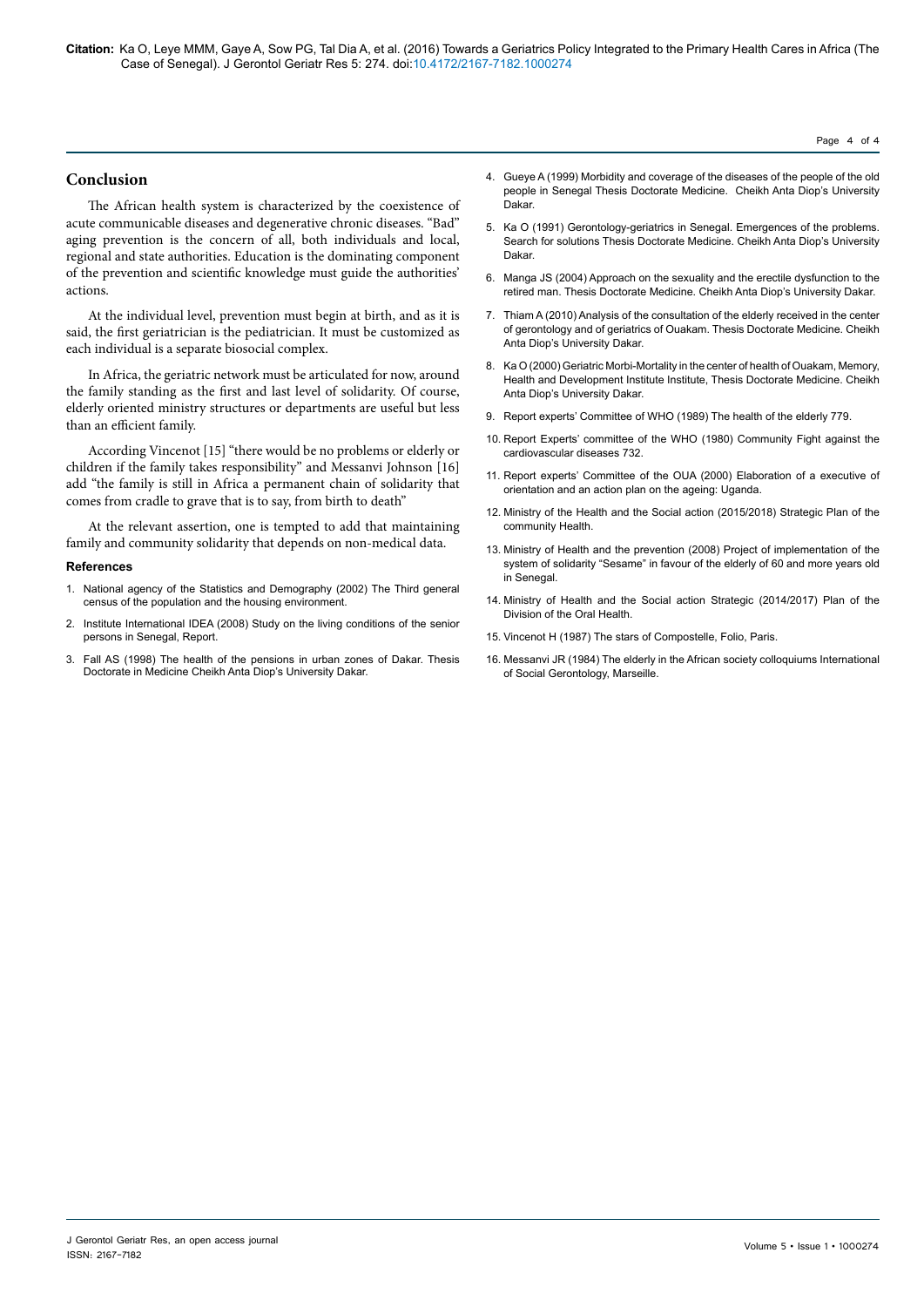## Conclusion

The African health system is characterized by the coexistence of acute communicable diseases and degenerative chronic diseases. "Bad" aging prevention is the concern of all, both individuals and local, regional and state authorities. Education is the dominating component of the prevention and scientific knowledge must guide the authorities' actions.

At the individual level, prevention must begin at birth, and as it is said, the first geriatrician is the pediatrician. It must be customized as each individual is a separate biosocial complex.

In Africa, the geriatric network must be articulated for now, around the family standing as the first and last level of solidarity. Of course, elderly oriented ministry structures or departments are useful but less than an efficient family.

According Vincenot [15] "there would be no problems or elderly or children if the family takes responsibility" and Messanvi Johnson [16] add "the family is still in Africa a permanent chain of solidarity that comes from cradle to grave that is to say, from birth to death"

At the relevant assertion, one is tempted to add that maintaining family and community solidarity that depends on non-medical data.

### References

1. National agency of the Statistics and Demography (2002) The Third general census of the population and the housing environment.
2. Institute International IDEA (2008) Study on the living conditions of the senior persons in Senegal, Report.
3. Fall AS (1998) The health of the pensions in urban zones of Dakar. Thesis Doctorate in Medicine Cheikh Anta Diop's University Dakar.
4. Gueye A (1999) Morbidity and coverage of the diseases of the people of the old people in Senegal Thesis Doctorate Medicine. Cheikh Anta Diop's University Dakar.
5. Ka O (1991) Gerontology-geriatrics in Senegal. Emergences of the problems. Search for solutions Thesis Doctorate Medicine. Cheikh Anta Diop's University Dakar.
6. Manga JS (2004) Approach on the sexuality and the erectile dysfunction to the retired man. Thesis Doctorate Medicine. Cheikh Anta Diop's University Dakar.
7. Thiam A (2010) Analysis of the consultation of the elderly received in the center of gerontology and of geriatrics of Ouakam. Thesis Doctorate Medicine. Cheikh Anta Diop's University Dakar.
8. Ka O (2000) Geriatric Morbi-Mortality in the center of health of Ouakam, Memory, Health and Development Institute Institute, Thesis Doctorate Medicine. Cheikh Anta Diop's University Dakar.
9. Report experts' Committee of WHO (1989) The health of the elderly 779.
10. Report Experts' committee of the WHO (1980) Community Fight against the cardiovascular diseases 732.
11. Report experts' Committee of the OUA (2000) Elaboration of a executive of orientation and an action plan on the ageing: Uganda.
12. Ministry of the Health and the Social action (2015/2018) Strategic Plan of the community Health.
13. Ministry of Health and the prevention (2008) Project of implementation of the system of solidarity "Sesame" in favour of the elderly of 60 and more years old in Senegal.
14. Ministry of Health and the Social action Strategic (2014/2017) Plan of the Division of the Oral Health.
15. Vincenot H (1987) The stars of Compostelle, Folio, Paris.
16. Messanvi JR (1984) The elderly in the African society colloquiums International of Social Gerontology, Marseille.